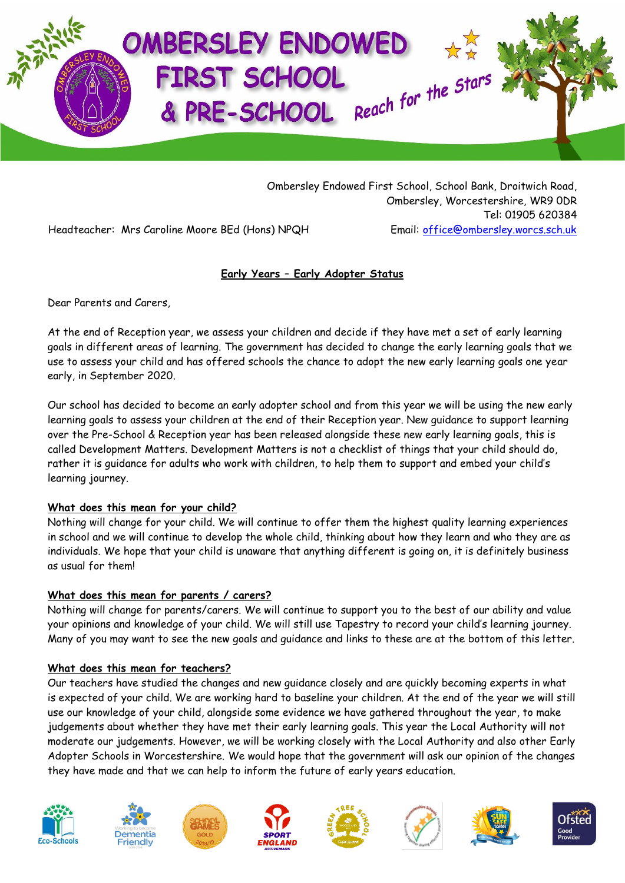# OMBERSLEY ENDOWED FIRST SCHOOL & PRE-SCHOOL

Reach for the Stars

Ombersley Endowed First School, School Bank, Droitwich Road,
Ombersley, Worcestershire, WR9 0DR
Tel: 01905 620384
Email: office@ombersley.worcs.sch.uk

Headteacher: Mrs Caroline Moore BEd (Hons) NPQH

## Early Years – Early Adopter Status

Dear Parents and Carers,

At the end of Reception year, we assess your children and decide if they have met a set of early learning goals in different areas of learning. The government has decided to change the early learning goals that we use to assess your child and has offered schools the chance to adopt the new early learning goals one year early, in September 2020.

Our school has decided to become an early adopter school and from this year we will be using the new early learning goals to assess your children at the end of their Reception year. New guidance to support learning over the Pre-School & Reception year has been released alongside these new early learning goals, this is called Development Matters. Development Matters is not a checklist of things that your child should do, rather it is guidance for adults who work with children, to help them to support and embed your child's learning journey.

### What does this mean for your child?

Nothing will change for your child. We will continue to offer them the highest quality learning experiences in school and we will continue to develop the whole child, thinking about how they learn and who they are as individuals. We hope that your child is unaware that anything different is going on, it is definitely business as usual for them!

### What does this mean for parents / carers?

Nothing will change for parents/carers. We will continue to support you to the best of our ability and value your opinions and knowledge of your child. We will still use Tapestry to record your child's learning journey. Many of you may want to see the new goals and guidance and links to these are at the bottom of this letter.

### What does this mean for teachers?

Our teachers have studied the changes and new guidance closely and are quickly becoming experts in what is expected of your child. We are working hard to baseline your children. At the end of the year we will still use our knowledge of your child, alongside some evidence we have gathered throughout the year, to make judgements about whether they have met their early learning goals. This year the Local Authority will not moderate our judgements. However, we will be working closely with the Local Authority and also other Early Adopter Schools in Worcestershire. We would hope that the government will ask our opinion of the changes they have made and that we can help to inform the future of early years education.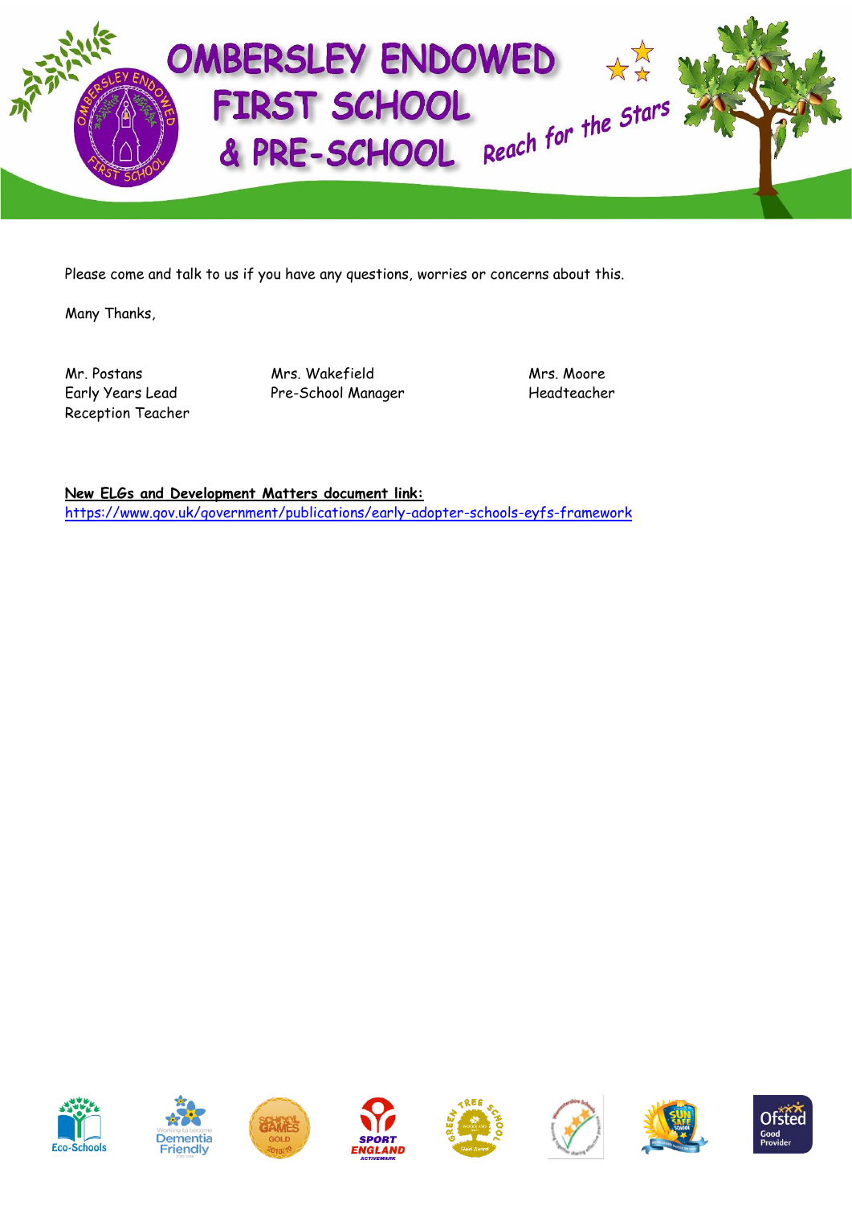Please come and talk to us if you have any questions, worries or concerns about this.

Many Thanks,

Mr. Postans
Early Years Lead
Reception Teacher

Mrs. Wakefield
Pre-School Manager

Mrs. Moore
Headteacher

**New ELGs and Development Matters document link:**
https://www.gov.uk/government/publications/early-adopter-schools-eyfs-framework